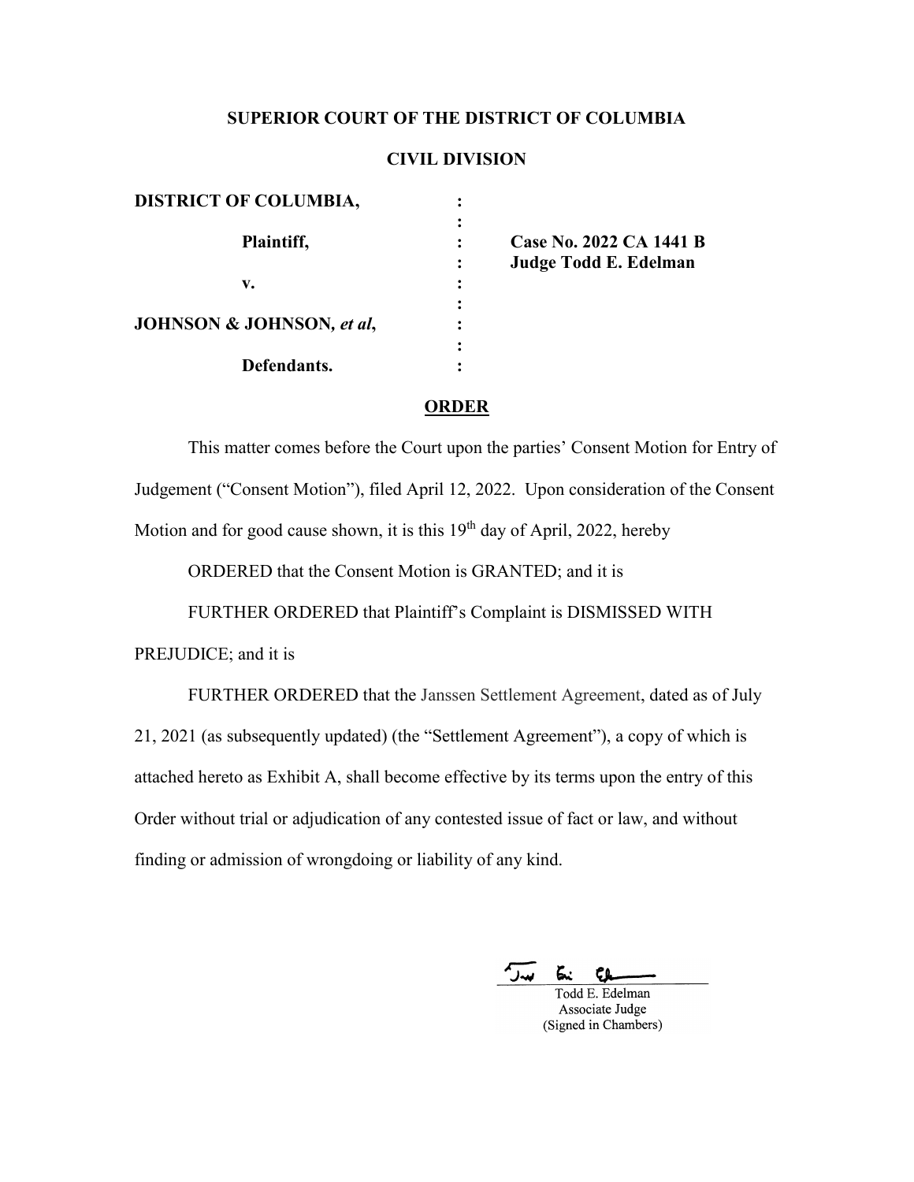**SUPERIOR COURT OF THE DISTRICT OF COLUMBIA**

**CIVIL DIVISION**

| | | |
|---|---|---|
| **DISTRICT OF COLUMBIA,** | : | |
| | : | |
| **Plaintiff,** | : | **Case No. 2022 CA 1441 B** |
| | : | **Judge Todd E. Edelman** |
| **v.** | : | |
| | : | |
| **JOHNSON & JOHNSON,** ***et al*****,** | : | |
| | : | |
| **Defendants.** | : | |

**ORDER**

This matter comes before the Court upon the parties' Consent Motion for Entry of Judgement ("Consent Motion"), filed April 12, 2022. Upon consideration of the Consent Motion and for good cause shown, it is this 19th day of April, 2022, hereby

ORDERED that the Consent Motion is GRANTED; and it is

FURTHER ORDERED that Plaintiff's Complaint is DISMISSED WITH PREJUDICE; and it is

FURTHER ORDERED that the Janssen Settlement Agreement, dated as of July 21, 2021 (as subsequently updated) (the "Settlement Agreement"), a copy of which is attached hereto as Exhibit A, shall become effective by its terms upon the entry of this Order without trial or adjudication of any contested issue of fact or law, and without finding or admission of wrongdoing or liability of any kind.

Todd E. Edelman
Associate Judge
(Signed in Chambers)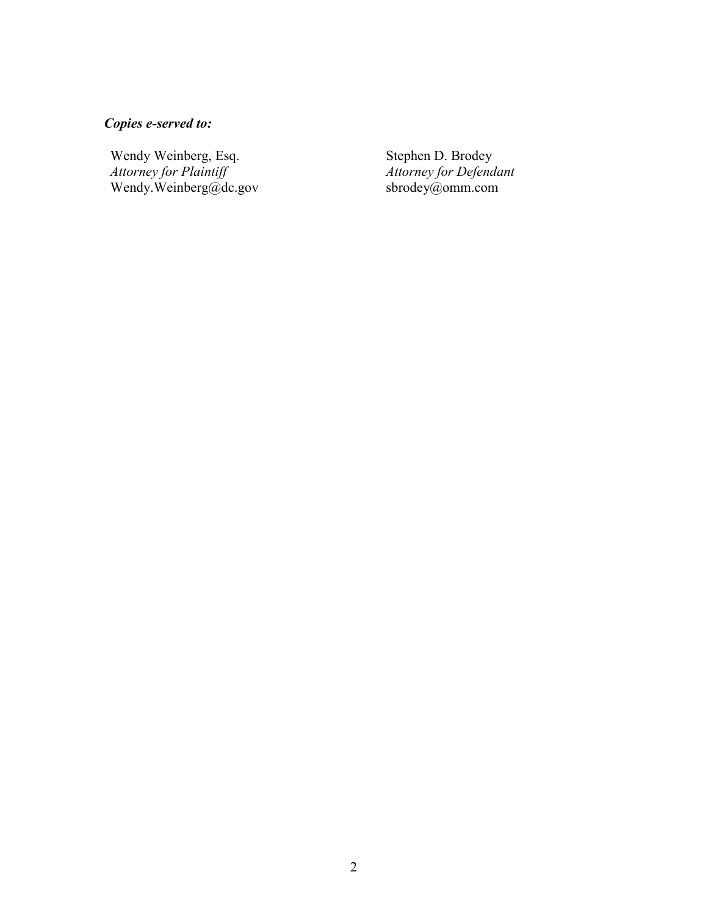***Copies e-served to:***

Wendy Weinberg, Esq.
*Attorney for Plaintiff*
Wendy.Weinberg@dc.gov

Stephen D. Brodey
*Attorney for Defendant*
sbrodey@omm.com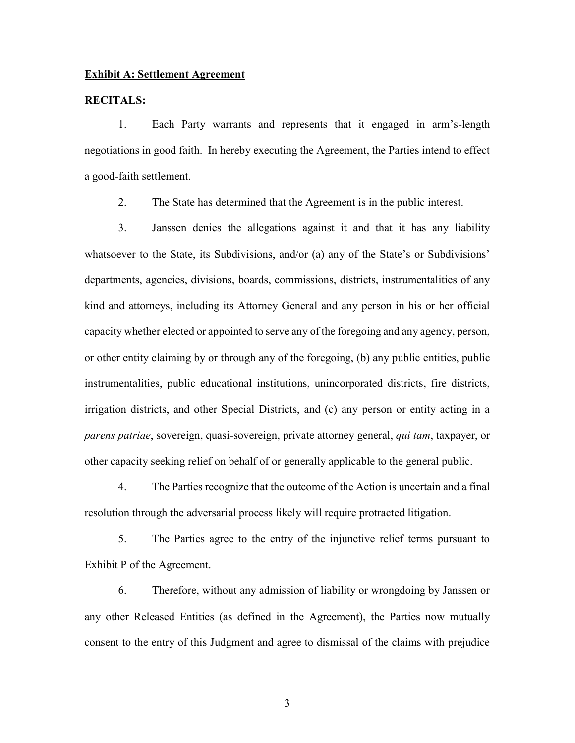**Exhibit A: Settlement Agreement**

**RECITALS:**

1. Each Party warrants and represents that it engaged in arm's-length negotiations in good faith. In hereby executing the Agreement, the Parties intend to effect a good-faith settlement.

2. The State has determined that the Agreement is in the public interest.

3. Janssen denies the allegations against it and that it has any liability whatsoever to the State, its Subdivisions, and/or (a) any of the State's or Subdivisions' departments, agencies, divisions, boards, commissions, districts, instrumentalities of any kind and attorneys, including its Attorney General and any person in his or her official capacity whether elected or appointed to serve any of the foregoing and any agency, person, or other entity claiming by or through any of the foregoing, (b) any public entities, public instrumentalities, public educational institutions, unincorporated districts, fire districts, irrigation districts, and other Special Districts, and (c) any person or entity acting in a *parens patriae*, sovereign, quasi-sovereign, private attorney general, *qui tam*, taxpayer, or other capacity seeking relief on behalf of or generally applicable to the general public.

4. The Parties recognize that the outcome of the Action is uncertain and a final resolution through the adversarial process likely will require protracted litigation.

5. The Parties agree to the entry of the injunctive relief terms pursuant to Exhibit P of the Agreement.

6. Therefore, without any admission of liability or wrongdoing by Janssen or any other Released Entities (as defined in the Agreement), the Parties now mutually consent to the entry of this Judgment and agree to dismissal of the claims with prejudice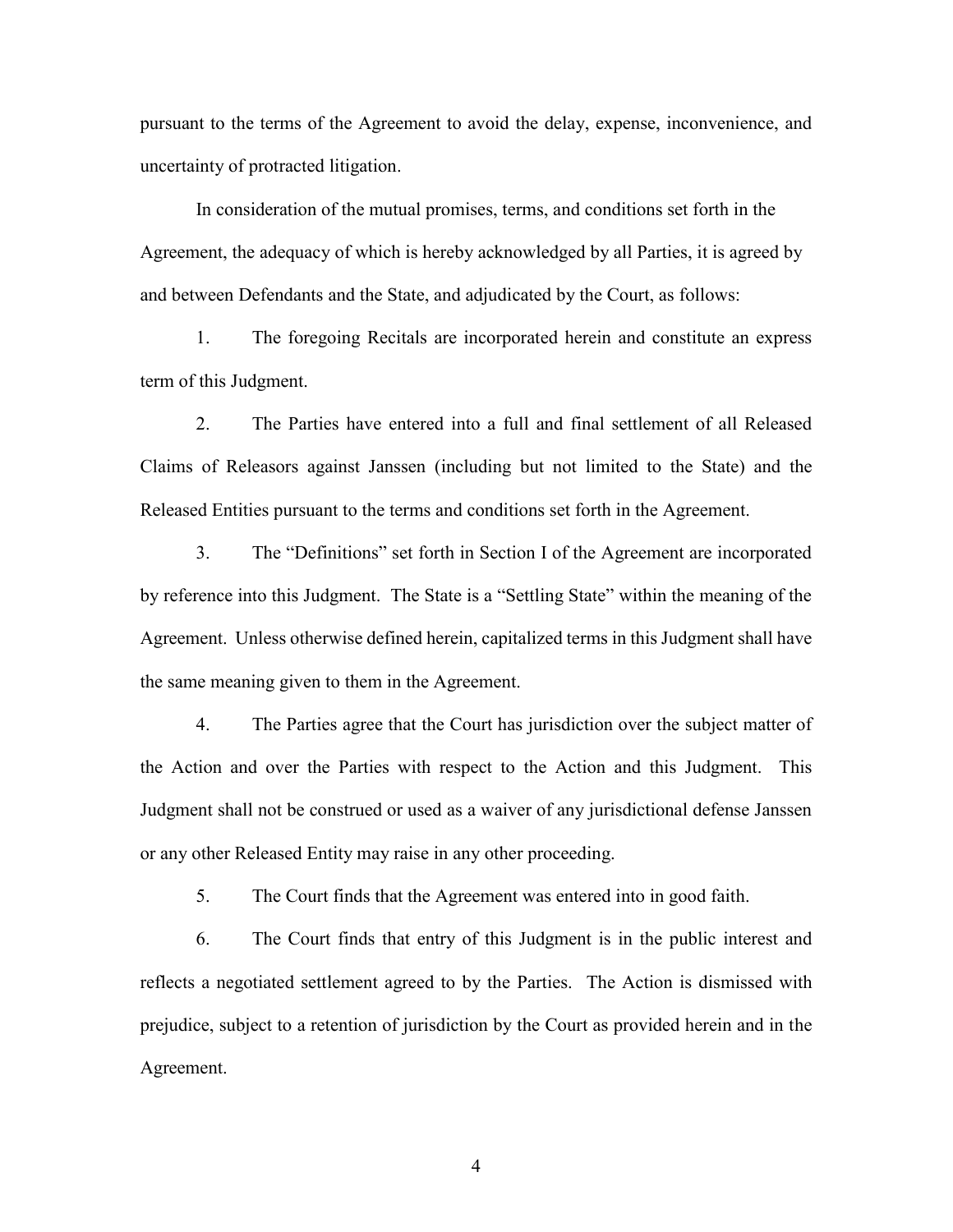pursuant to the terms of the Agreement to avoid the delay, expense, inconvenience, and uncertainty of protracted litigation.

In consideration of the mutual promises, terms, and conditions set forth in the Agreement, the adequacy of which is hereby acknowledged by all Parties, it is agreed by and between Defendants and the State, and adjudicated by the Court, as follows:

1. The foregoing Recitals are incorporated herein and constitute an express term of this Judgment.

2. The Parties have entered into a full and final settlement of all Released Claims of Releasors against Janssen (including but not limited to the State) and the Released Entities pursuant to the terms and conditions set forth in the Agreement.

3. The "Definitions" set forth in Section I of the Agreement are incorporated by reference into this Judgment. The State is a "Settling State" within the meaning of the Agreement. Unless otherwise defined herein, capitalized terms in this Judgment shall have the same meaning given to them in the Agreement.

4. The Parties agree that the Court has jurisdiction over the subject matter of the Action and over the Parties with respect to the Action and this Judgment. This Judgment shall not be construed or used as a waiver of any jurisdictional defense Janssen or any other Released Entity may raise in any other proceeding.

5. The Court finds that the Agreement was entered into in good faith.

6. The Court finds that entry of this Judgment is in the public interest and reflects a negotiated settlement agreed to by the Parties. The Action is dismissed with prejudice, subject to a retention of jurisdiction by the Court as provided herein and in the Agreement.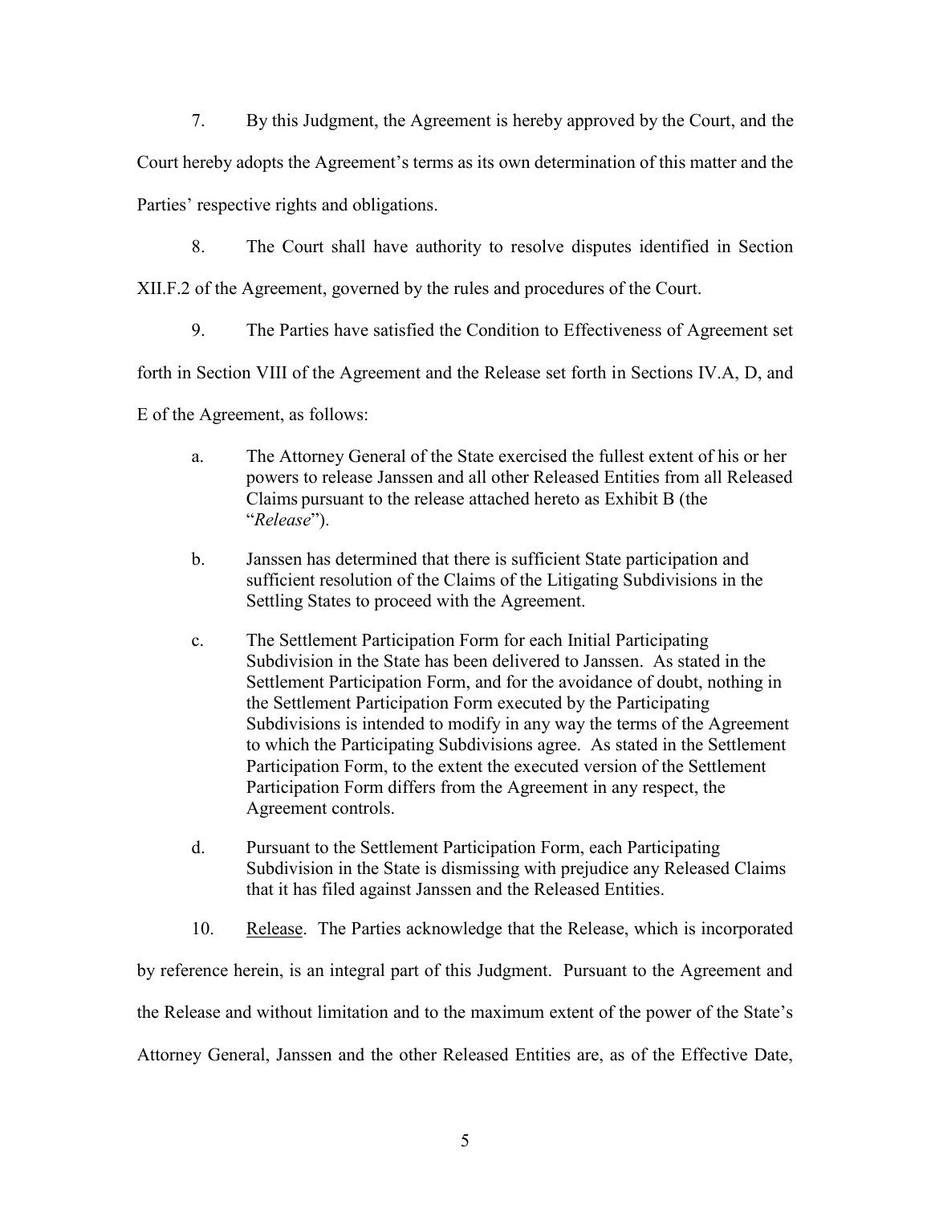7. By this Judgment, the Agreement is hereby approved by the Court, and the Court hereby adopts the Agreement's terms as its own determination of this matter and the Parties' respective rights and obligations.

8. The Court shall have authority to resolve disputes identified in Section XII.F.2 of the Agreement, governed by the rules and procedures of the Court.

9. The Parties have satisfied the Condition to Effectiveness of Agreement set forth in Section VIII of the Agreement and the Release set forth in Sections IV.A, D, and E of the Agreement, as follows:

> a. The Attorney General of the State exercised the fullest extent of his or her powers to release Janssen and all other Released Entities from all Released Claims pursuant to the release attached hereto as Exhibit B (the "*Release*").
>
> b. Janssen has determined that there is sufficient State participation and sufficient resolution of the Claims of the Litigating Subdivisions in the Settling States to proceed with the Agreement.
>
> c. The Settlement Participation Form for each Initial Participating Subdivision in the State has been delivered to Janssen. As stated in the Settlement Participation Form, and for the avoidance of doubt, nothing in the Settlement Participation Form executed by the Participating Subdivisions is intended to modify in any way the terms of the Agreement to which the Participating Subdivisions agree. As stated in the Settlement Participation Form, to the extent the executed version of the Settlement Participation Form differs from the Agreement in any respect, the Agreement controls.
>
> d. Pursuant to the Settlement Participation Form, each Participating Subdivision in the State is dismissing with prejudice any Released Claims that it has filed against Janssen and the Released Entities.

10. Release. The Parties acknowledge that the Release, which is incorporated by reference herein, is an integral part of this Judgment. Pursuant to the Agreement and the Release and without limitation and to the maximum extent of the power of the State's Attorney General, Janssen and the other Released Entities are, as of the Effective Date,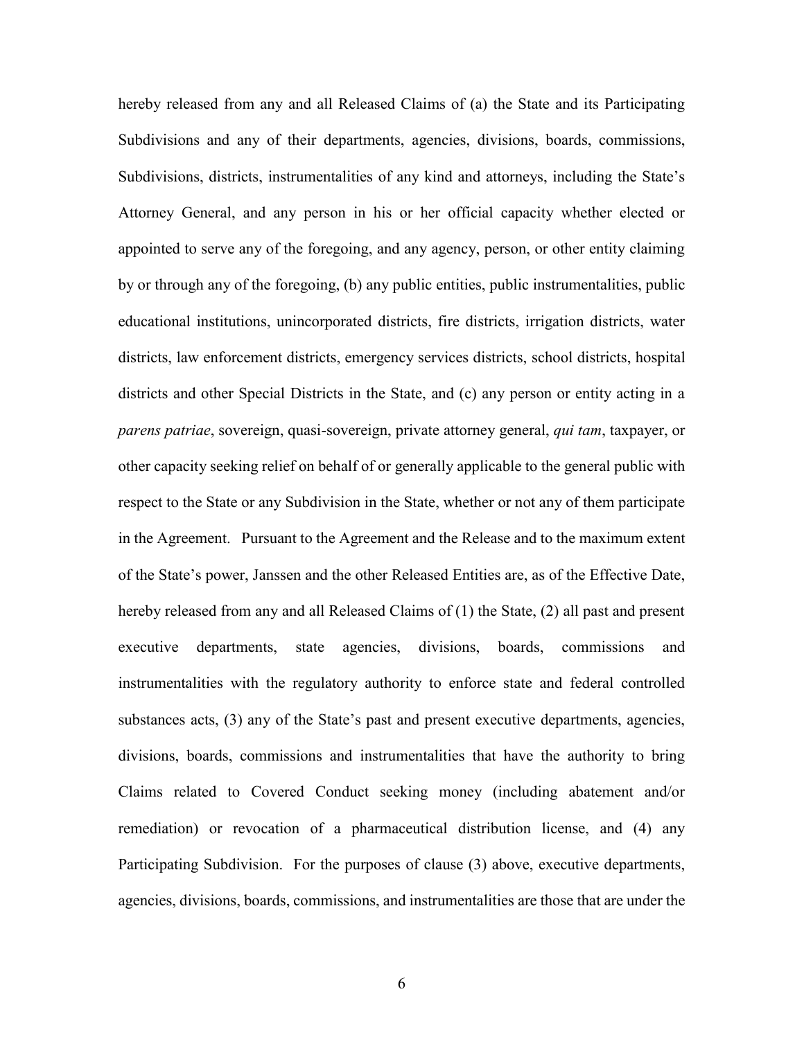hereby released from any and all Released Claims of (a) the State and its Participating Subdivisions and any of their departments, agencies, divisions, boards, commissions, Subdivisions, districts, instrumentalities of any kind and attorneys, including the State's Attorney General, and any person in his or her official capacity whether elected or appointed to serve any of the foregoing, and any agency, person, or other entity claiming by or through any of the foregoing, (b) any public entities, public instrumentalities, public educational institutions, unincorporated districts, fire districts, irrigation districts, water districts, law enforcement districts, emergency services districts, school districts, hospital districts and other Special Districts in the State, and (c) any person or entity acting in a *parens patriae*, sovereign, quasi-sovereign, private attorney general, *qui tam*, taxpayer, or other capacity seeking relief on behalf of or generally applicable to the general public with respect to the State or any Subdivision in the State, whether or not any of them participate in the Agreement. Pursuant to the Agreement and the Release and to the maximum extent of the State's power, Janssen and the other Released Entities are, as of the Effective Date, hereby released from any and all Released Claims of (1) the State, (2) all past and present executive departments, state agencies, divisions, boards, commissions and instrumentalities with the regulatory authority to enforce state and federal controlled substances acts, (3) any of the State's past and present executive departments, agencies, divisions, boards, commissions and instrumentalities that have the authority to bring Claims related to Covered Conduct seeking money (including abatement and/or remediation) or revocation of a pharmaceutical distribution license, and (4) any Participating Subdivision. For the purposes of clause (3) above, executive departments, agencies, divisions, boards, commissions, and instrumentalities are those that are under the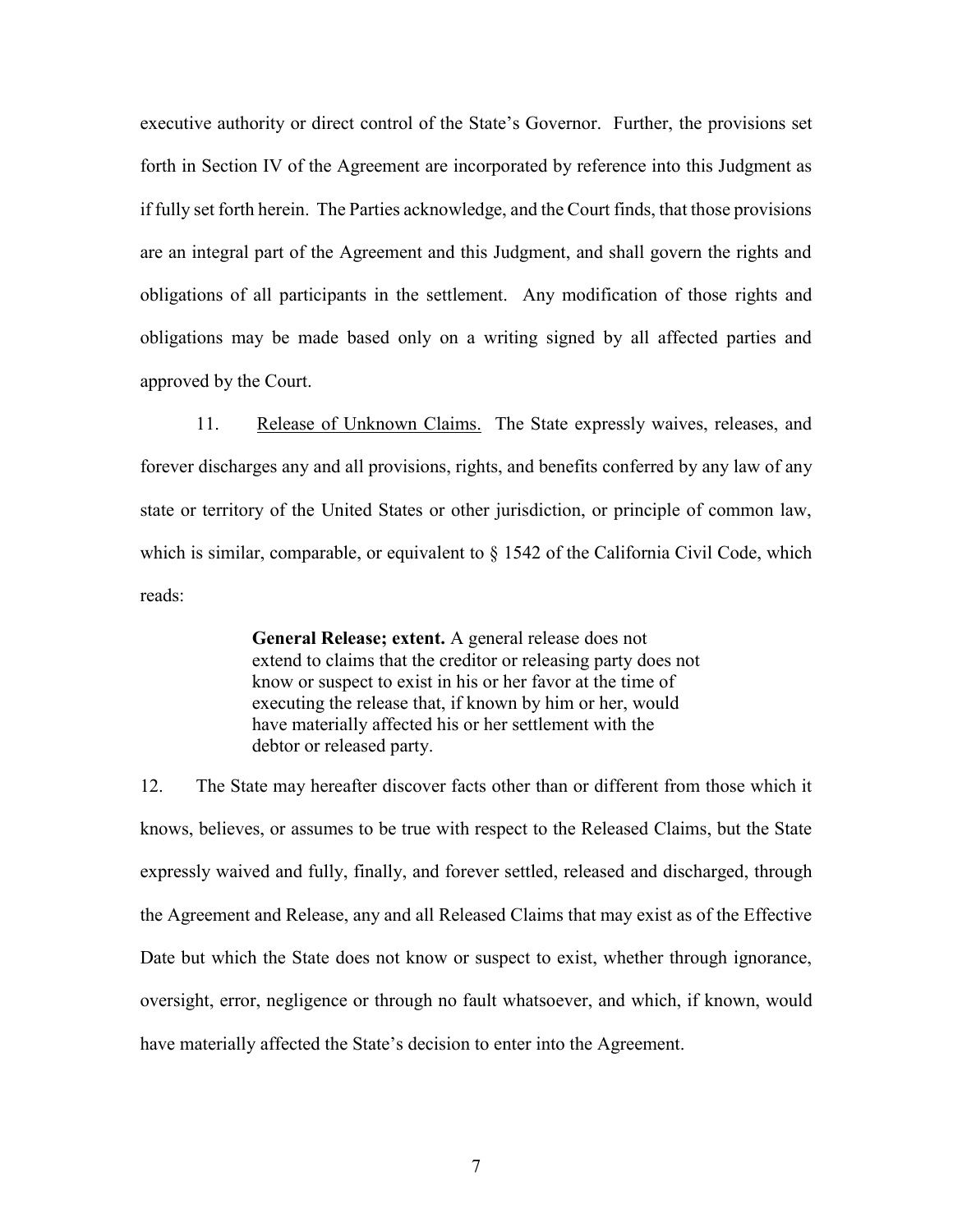executive authority or direct control of the State's Governor. Further, the provisions set forth in Section IV of the Agreement are incorporated by reference into this Judgment as if fully set forth herein. The Parties acknowledge, and the Court finds, that those provisions are an integral part of the Agreement and this Judgment, and shall govern the rights and obligations of all participants in the settlement. Any modification of those rights and obligations may be made based only on a writing signed by all affected parties and approved by the Court.

11. Release of Unknown Claims. The State expressly waives, releases, and forever discharges any and all provisions, rights, and benefits conferred by any law of any state or territory of the United States or other jurisdiction, or principle of common law, which is similar, comparable, or equivalent to § 1542 of the California Civil Code, which reads:

> **General Release; extent.** A general release does not extend to claims that the creditor or releasing party does not know or suspect to exist in his or her favor at the time of executing the release that, if known by him or her, would have materially affected his or her settlement with the debtor or released party.

12. The State may hereafter discover facts other than or different from those which it knows, believes, or assumes to be true with respect to the Released Claims, but the State expressly waived and fully, finally, and forever settled, released and discharged, through the Agreement and Release, any and all Released Claims that may exist as of the Effective Date but which the State does not know or suspect to exist, whether through ignorance, oversight, error, negligence or through no fault whatsoever, and which, if known, would have materially affected the State's decision to enter into the Agreement.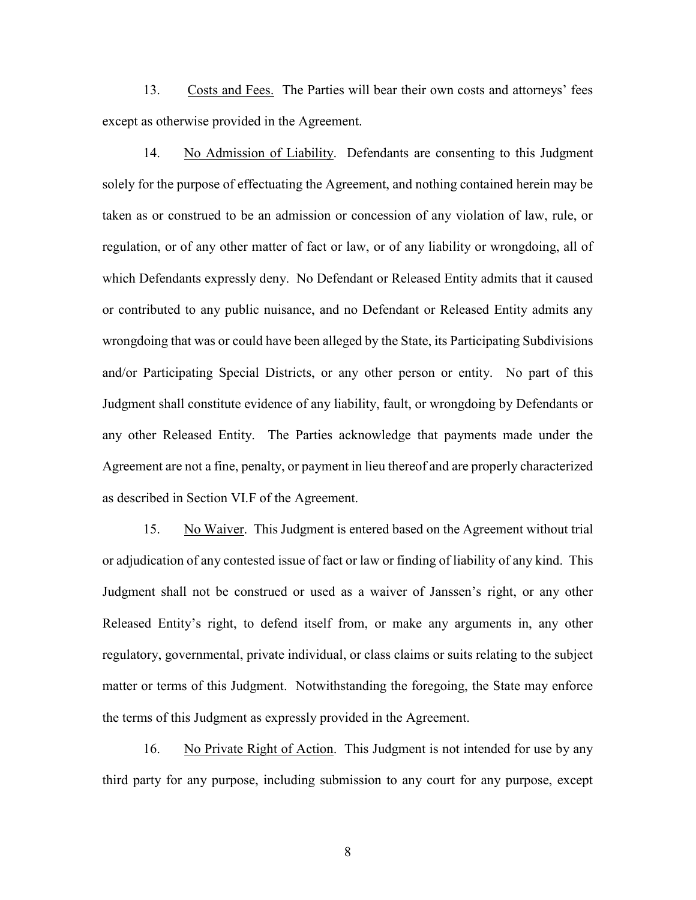13. Costs and Fees. The Parties will bear their own costs and attorneys' fees except as otherwise provided in the Agreement.

14. No Admission of Liability. Defendants are consenting to this Judgment solely for the purpose of effectuating the Agreement, and nothing contained herein may be taken as or construed to be an admission or concession of any violation of law, rule, or regulation, or of any other matter of fact or law, or of any liability or wrongdoing, all of which Defendants expressly deny. No Defendant or Released Entity admits that it caused or contributed to any public nuisance, and no Defendant or Released Entity admits any wrongdoing that was or could have been alleged by the State, its Participating Subdivisions and/or Participating Special Districts, or any other person or entity. No part of this Judgment shall constitute evidence of any liability, fault, or wrongdoing by Defendants or any other Released Entity. The Parties acknowledge that payments made under the Agreement are not a fine, penalty, or payment in lieu thereof and are properly characterized as described in Section VI.F of the Agreement.

15. No Waiver. This Judgment is entered based on the Agreement without trial or adjudication of any contested issue of fact or law or finding of liability of any kind. This Judgment shall not be construed or used as a waiver of Janssen's right, or any other Released Entity's right, to defend itself from, or make any arguments in, any other regulatory, governmental, private individual, or class claims or suits relating to the subject matter or terms of this Judgment. Notwithstanding the foregoing, the State may enforce the terms of this Judgment as expressly provided in the Agreement.

16. No Private Right of Action. This Judgment is not intended for use by any third party for any purpose, including submission to any court for any purpose, except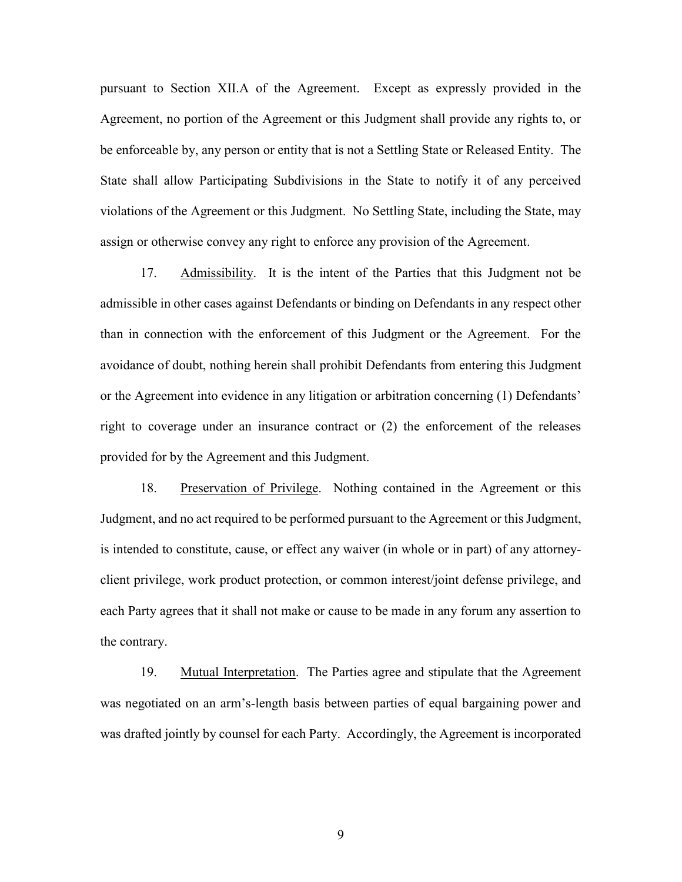pursuant to Section XII.A of the Agreement. Except as expressly provided in the Agreement, no portion of the Agreement or this Judgment shall provide any rights to, or be enforceable by, any person or entity that is not a Settling State or Released Entity. The State shall allow Participating Subdivisions in the State to notify it of any perceived violations of the Agreement or this Judgment. No Settling State, including the State, may assign or otherwise convey any right to enforce any provision of the Agreement.

17. Admissibility. It is the intent of the Parties that this Judgment not be admissible in other cases against Defendants or binding on Defendants in any respect other than in connection with the enforcement of this Judgment or the Agreement. For the avoidance of doubt, nothing herein shall prohibit Defendants from entering this Judgment or the Agreement into evidence in any litigation or arbitration concerning (1) Defendants' right to coverage under an insurance contract or (2) the enforcement of the releases provided for by the Agreement and this Judgment.

18. Preservation of Privilege. Nothing contained in the Agreement or this Judgment, and no act required to be performed pursuant to the Agreement or this Judgment, is intended to constitute, cause, or effect any waiver (in whole or in part) of any attorney-client privilege, work product protection, or common interest/joint defense privilege, and each Party agrees that it shall not make or cause to be made in any forum any assertion to the contrary.

19. Mutual Interpretation. The Parties agree and stipulate that the Agreement was negotiated on an arm's-length basis between parties of equal bargaining power and was drafted jointly by counsel for each Party. Accordingly, the Agreement is incorporated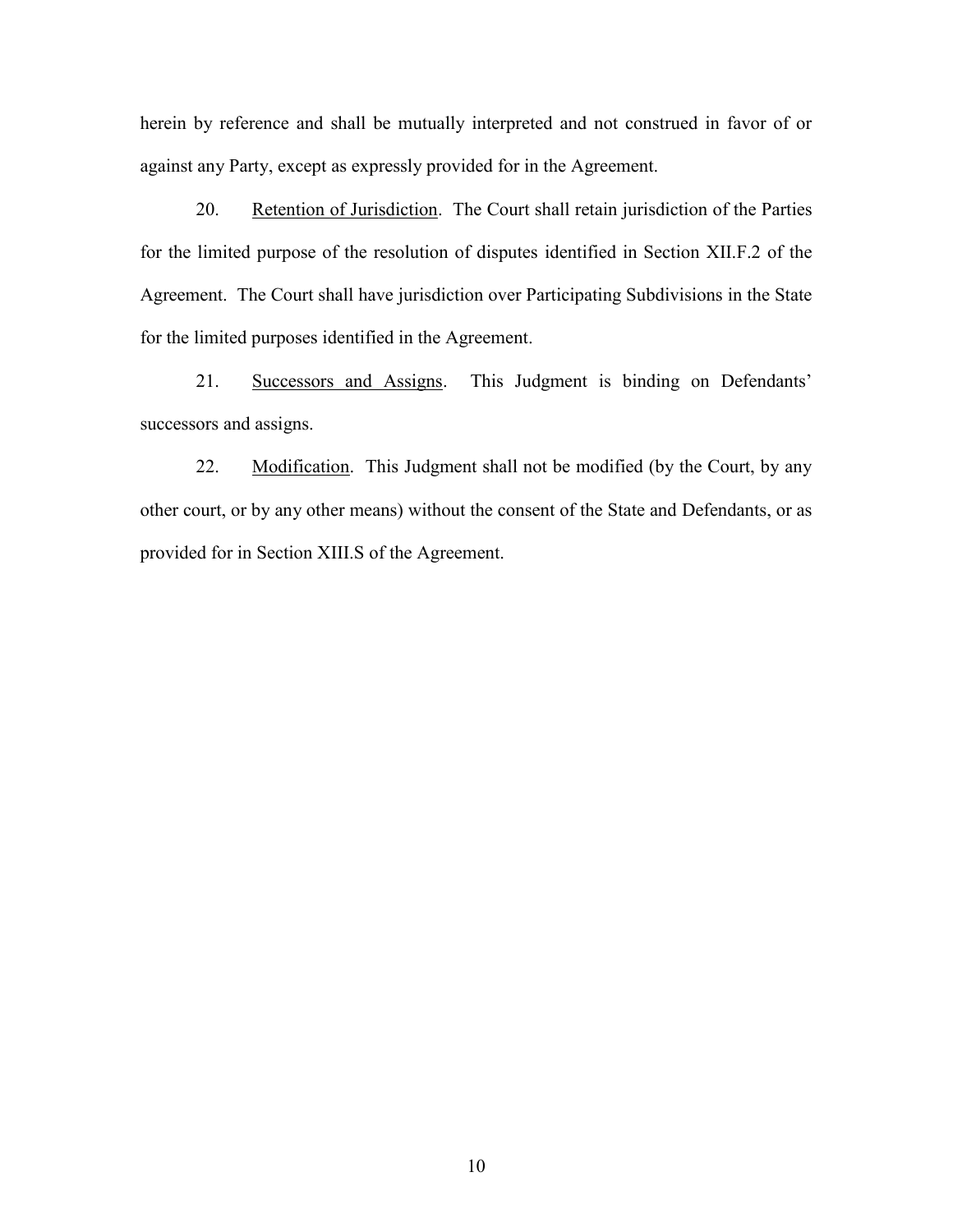herein by reference and shall be mutually interpreted and not construed in favor of or against any Party, except as expressly provided for in the Agreement.

20. Retention of Jurisdiction. The Court shall retain jurisdiction of the Parties for the limited purpose of the resolution of disputes identified in Section XII.F.2 of the Agreement. The Court shall have jurisdiction over Participating Subdivisions in the State for the limited purposes identified in the Agreement.

21. Successors and Assigns. This Judgment is binding on Defendants' successors and assigns.

22. Modification. This Judgment shall not be modified (by the Court, by any other court, or by any other means) without the consent of the State and Defendants, or as provided for in Section XIII.S of the Agreement.